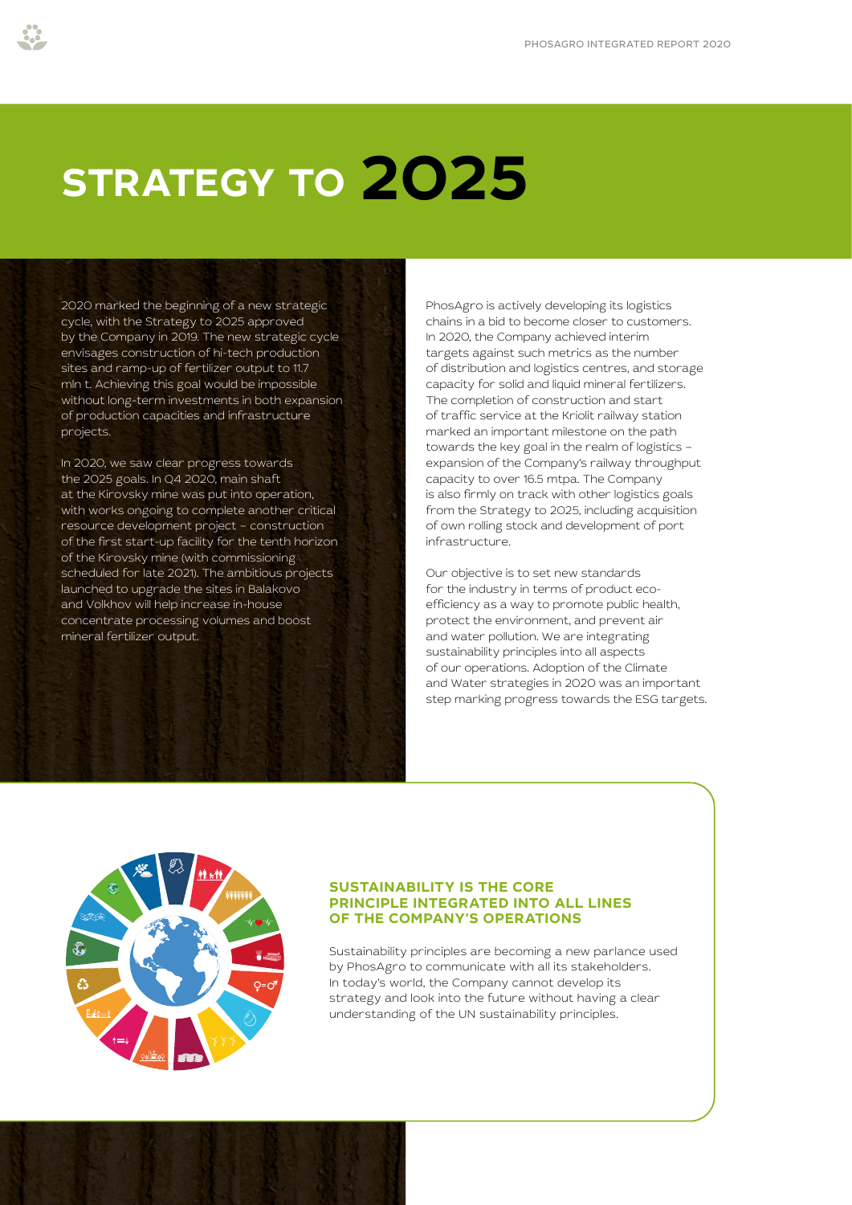# STRATEGY TO 2025

2020 marked the beginning of a new strategic cycle, with the Strategy to 2025 approved by the Company in 2019. The new strategic cycle envisages construction of hi-tech production sites and ramp-up of fertilizer output to 11.7 mln t. Achieving this goal would be impossible without long-term investments in both expansion of production capacities and infrastructure projects.

In 2020, we saw clear progress towards the 2025 goals. In Q4 2020, main shaft at the Kirovsky mine was put into operation, with works ongoing to complete another critical resource development project – construction of the first start-up facility for the tenth horizon of the Kirovsky mine (with commissioning scheduled for late 2021). The ambitious projects launched to upgrade the sites in Balakovo and Volkhov will help increase in-house concentrate processing volumes and boost mineral fertilizer output.

PhosAgro is actively developing its logistics chains in a bid to become closer to customers. In 2020, the Company achieved interim targets against such metrics as the number of distribution and logistics centres, and storage capacity for solid and liquid mineral fertilizers. The completion of construction and start of traffic service at the Kriolit railway station marked an important milestone on the path towards the key goal in the realm of logistics – expansion of the Company's railway throughput capacity to over 16.5 mtpa. The Company is also firmly on track with other logistics goals from the Strategy to 2025, including acquisition of own rolling stock and development of port infrastructure.

Our objective is to set new standards for the industry in terms of product eco-efficiency as a way to promote public health, protect the environment, and prevent air and water pollution. We are integrating sustainability principles into all aspects of our operations. Adoption of the Climate and Water strategies in 2020 was an important step marking progress towards the ESG targets.

### SUSTAINABILITY IS THE CORE PRINCIPLE INTEGRATED INTO ALL LINES OF THE COMPANY'S OPERATIONS

Sustainability principles are becoming a new parlance used by PhosAgro to communicate with all its stakeholders. In today's world, the Company cannot develop its strategy and look into the future without having a clear understanding of the UN sustainability principles.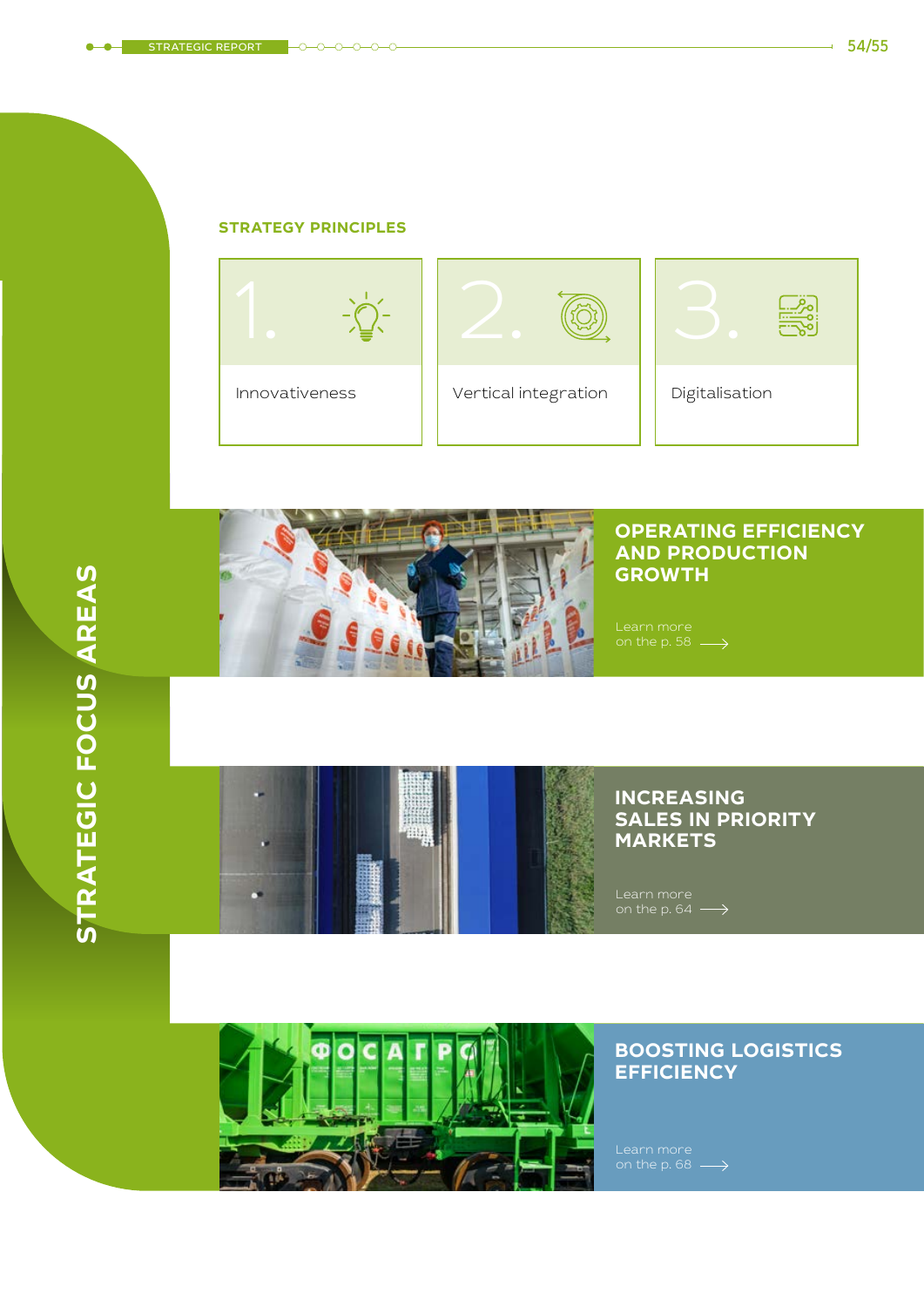# STRATEGIC FOCUS AREAS

## STRATEGY PRINCIPLES

1. Innovativeness
2. Vertical integration
3. Digitalisation

## OPERATING EFFICIENCY AND PRODUCTION GROWTH

Learn more on the p. 58

## INCREASING SALES IN PRIORITY MARKETS

Learn more on the p. 64

## BOOSTING LOGISTICS EFFICIENCY

Learn more on the p. 68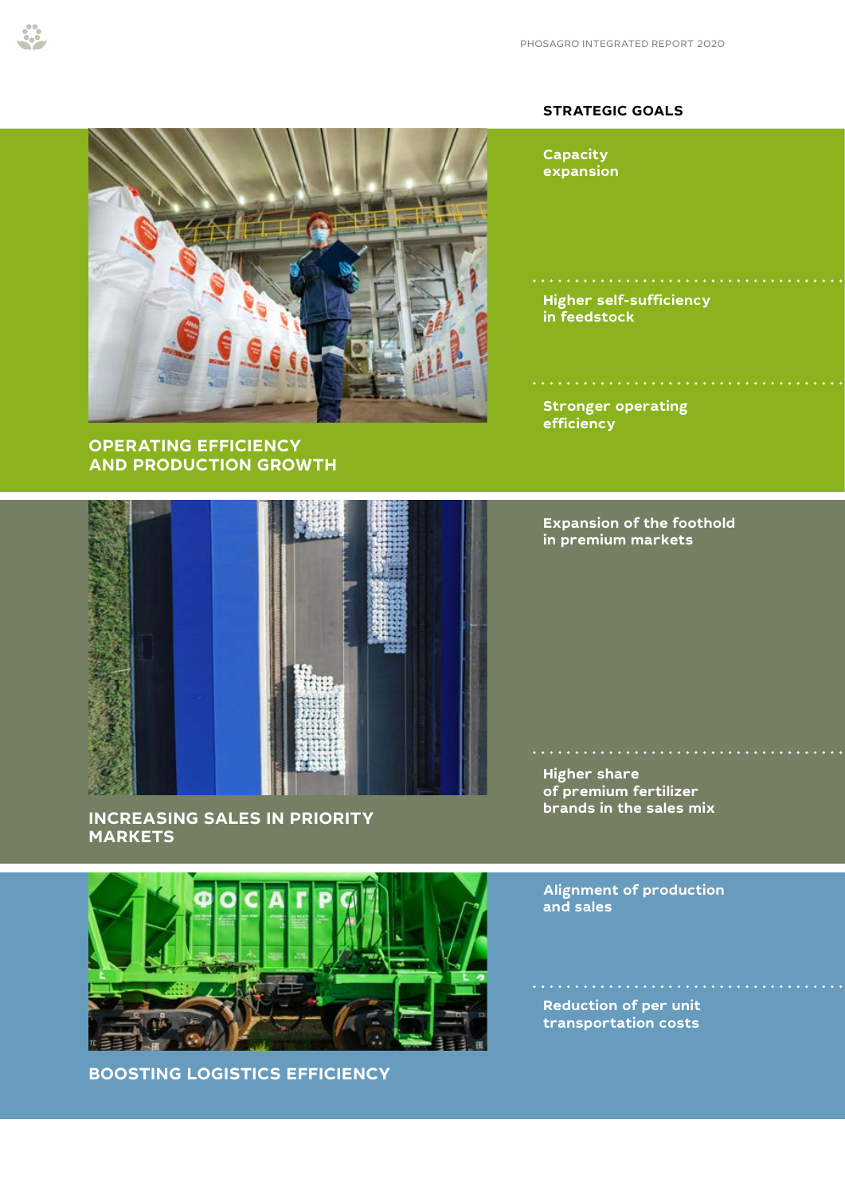## STRATEGIC GOALS

### OPERATING EFFICIENCY AND PRODUCTION GROWTH

- Capacity expansion
- Higher self-sufficiency in feedstock
- Stronger operating efficiency

### INCREASING SALES IN PRIORITY MARKETS

- Expansion of the foothold in premium markets
- Higher share of premium fertilizer brands in the sales mix

### BOOSTING LOGISTICS EFFICIENCY

- Alignment of production and sales
- Reduction of per unit transportation costs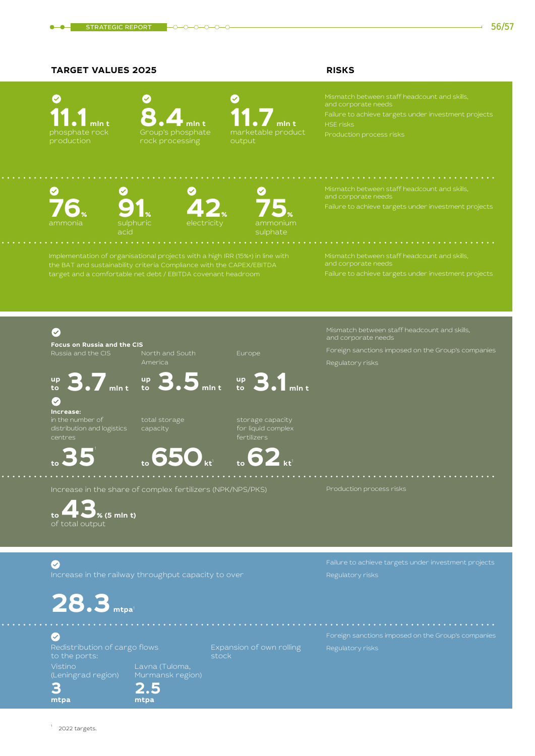## TARGET VALUES 2025

## RISKS

**11.1** mln t phosphate rock production

**8.4** mln t Group's phosphate rock processing

**11.7** mln t marketable product output

Mismatch between staff headcount and skills, and corporate needs

Failure to achieve targets under investment projects

HSE risks

Production process risks

**76**% ammonia

**91**% sulphuric acid

**42**% electricity

**75**% ammonium sulphate

Mismatch between staff headcount and skills, and corporate needs

Failure to achieve targets under investment projects

Implementation of organisational projects with a high IRR (15%+) in line with the BAT and sustainability criteria Compliance with the CAPEX/EBITDA target and a comfortable net debt / EBITDA covenant headroom

Mismatch between staff headcount and skills, and corporate needs

Failure to achieve targets under investment projects

**Focus on Russia and the CIS**

Russia and the CIS: up to **3.7** mln t

North and South America: up to **3.5** mln t

Europe: up to **3.1** mln t

**Increase:**

in the number of distribution and logistics centres: to **35**[1]

total storage capacity: to **650** kt[1]

storage capacity for liquid complex fertilizers: to **62** kt[1]

Mismatch between staff headcount and skills, and corporate needs

Foreign sanctions imposed on the Group's companies

Regulatory risks

Increase in the share of complex fertilizers (NPK/NPS/PKS)

to **43**% (5 mln t) of total output

Production process risks

Increase in the railway throughput capacity to over

**28.3** mtpa[1]

Failure to achieve targets under investment projects

Regulatory risks

Redistribution of cargo flows to the ports:

Vistino (Leningrad region): **3** mtpa

Lavna (Tuloma, Murmansk region): **2.5** mtpa

Expansion of own rolling stock

Foreign sanctions imposed on the Group's companies

Regulatory risks

[1] 2022 targets.